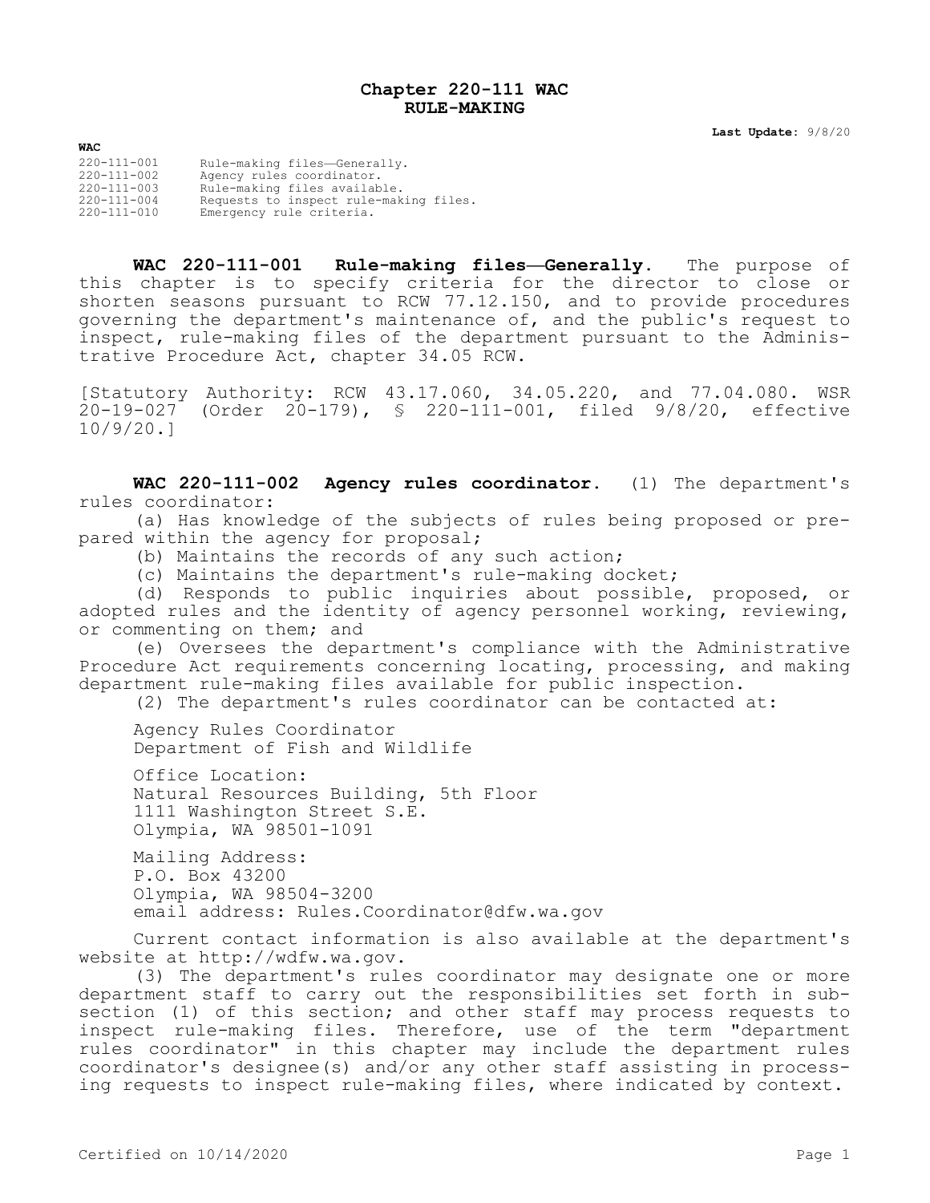# Chapter 220-111 WAC
# RULE-MAKING

**Last Update:** 9/8/20

**WAC**

| | |
|---|---|
| 220-111-001 | Rule-making files—Generally. |
| 220-111-002 | Agency rules coordinator. |
| 220-111-003 | Rule-making files available. |
| 220-111-004 | Requests to inspect rule-making files. |
| 220-111-010 | Emergency rule criteria. |

**WAC 220-111-001 Rule-making files—Generally.** The purpose of this chapter is to specify criteria for the director to close or shorten seasons pursuant to RCW 77.12.150, and to provide procedures governing the department's maintenance of, and the public's request to inspect, rule-making files of the department pursuant to the Administrative Procedure Act, chapter 34.05 RCW.

[Statutory Authority: RCW 43.17.060, 34.05.220, and 77.04.080. WSR 20-19-027 (Order 20-179), § 220-111-001, filed 9/8/20, effective 10/9/20.]

**WAC 220-111-002 Agency rules coordinator.** (1) The department's rules coordinator:

(a) Has knowledge of the subjects of rules being proposed or prepared within the agency for proposal;

(b) Maintains the records of any such action;

(c) Maintains the department's rule-making docket;

(d) Responds to public inquiries about possible, proposed, or adopted rules and the identity of agency personnel working, reviewing, or commenting on them; and

(e) Oversees the department's compliance with the Administrative Procedure Act requirements concerning locating, processing, and making department rule-making files available for public inspection.

(2) The department's rules coordinator can be contacted at:

Agency Rules Coordinator
Department of Fish and Wildlife

Office Location:
Natural Resources Building, 5th Floor
1111 Washington Street S.E.
Olympia, WA 98501-1091

Mailing Address:
P.O. Box 43200
Olympia, WA 98504-3200
email address: Rules.Coordinator@dfw.wa.gov

Current contact information is also available at the department's website at http://wdfw.wa.gov.

(3) The department's rules coordinator may designate one or more department staff to carry out the responsibilities set forth in subsection (1) of this section; and other staff may process requests to inspect rule-making files. Therefore, use of the term "department rules coordinator" in this chapter may include the department rules coordinator's designee(s) and/or any other staff assisting in processing requests to inspect rule-making files, where indicated by context.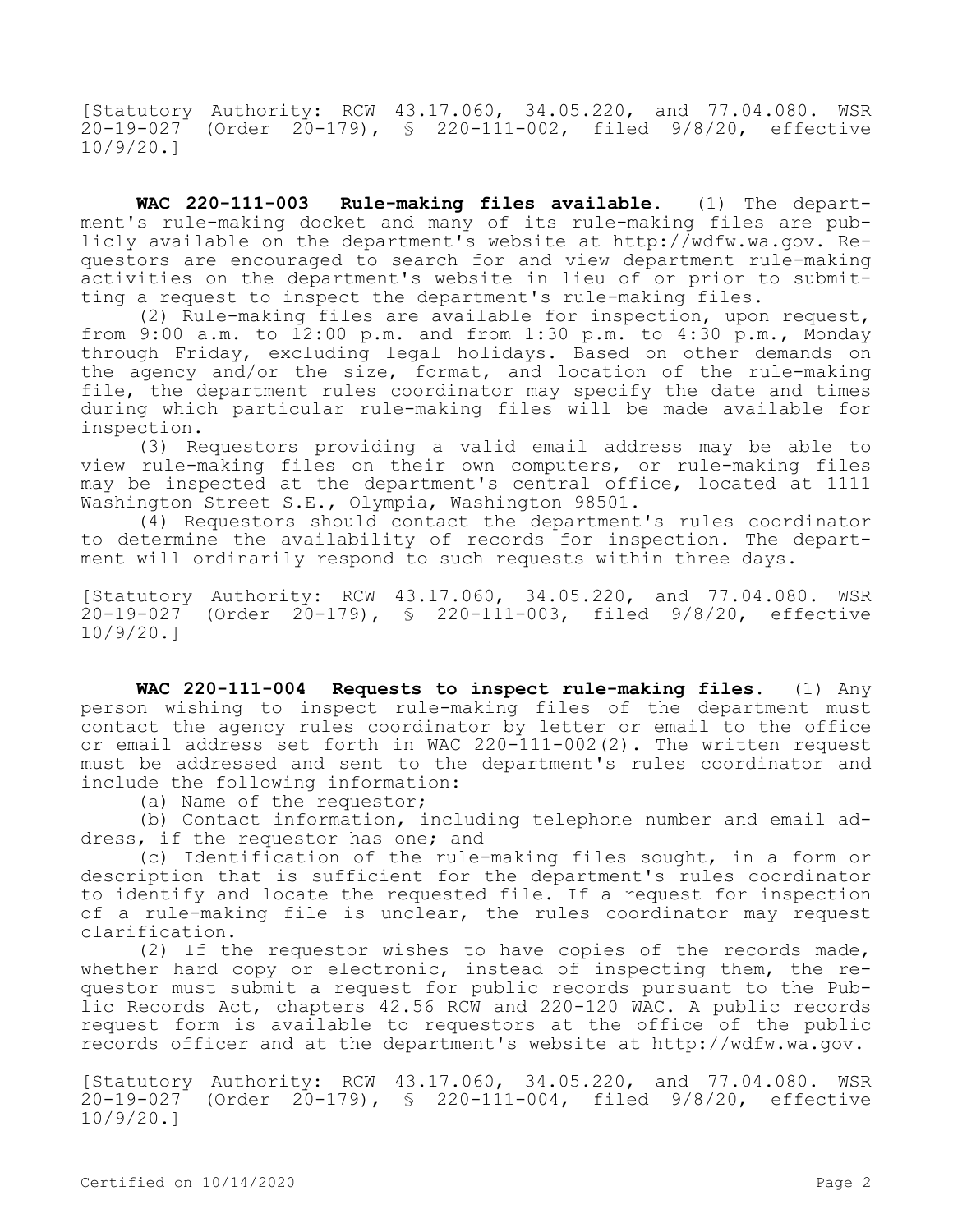[Statutory Authority: RCW 43.17.060, 34.05.220, and 77.04.080. WSR 20-19-027 (Order 20-179), § 220-111-002, filed 9/8/20, effective 10/9/20.]

**WAC 220-111-003 Rule-making files available.** (1) The department's rule-making docket and many of its rule-making files are publicly available on the department's website at http://wdfw.wa.gov. Requestors are encouraged to search for and view department rule-making activities on the department's website in lieu of or prior to submitting a request to inspect the department's rule-making files.

(2) Rule-making files are available for inspection, upon request, from 9:00 a.m. to 12:00 p.m. and from 1:30 p.m. to 4:30 p.m., Monday through Friday, excluding legal holidays. Based on other demands on the agency and/or the size, format, and location of the rule-making file, the department rules coordinator may specify the date and times during which particular rule-making files will be made available for inspection.

(3) Requestors providing a valid email address may be able to view rule-making files on their own computers, or rule-making files may be inspected at the department's central office, located at 1111 Washington Street S.E., Olympia, Washington 98501.

(4) Requestors should contact the department's rules coordinator to determine the availability of records for inspection. The department will ordinarily respond to such requests within three days.

[Statutory Authority: RCW 43.17.060, 34.05.220, and 77.04.080. WSR 20-19-027 (Order 20-179), § 220-111-003, filed 9/8/20, effective 10/9/20.]

**WAC 220-111-004 Requests to inspect rule-making files.** (1) Any person wishing to inspect rule-making files of the department must contact the agency rules coordinator by letter or email to the office or email address set forth in WAC 220-111-002(2). The written request must be addressed and sent to the department's rules coordinator and include the following information:

(a) Name of the requestor;

(b) Contact information, including telephone number and email address, if the requestor has one; and

(c) Identification of the rule-making files sought, in a form or description that is sufficient for the department's rules coordinator to identify and locate the requested file. If a request for inspection of a rule-making file is unclear, the rules coordinator may request clarification.

(2) If the requestor wishes to have copies of the records made, whether hard copy or electronic, instead of inspecting them, the requestor must submit a request for public records pursuant to the Public Records Act, chapters 42.56 RCW and 220-120 WAC. A public records request form is available to requestors at the office of the public records officer and at the department's website at http://wdfw.wa.gov.

[Statutory Authority: RCW 43.17.060, 34.05.220, and 77.04.080. WSR 20-19-027 (Order 20-179), § 220-111-004, filed 9/8/20, effective 10/9/20.]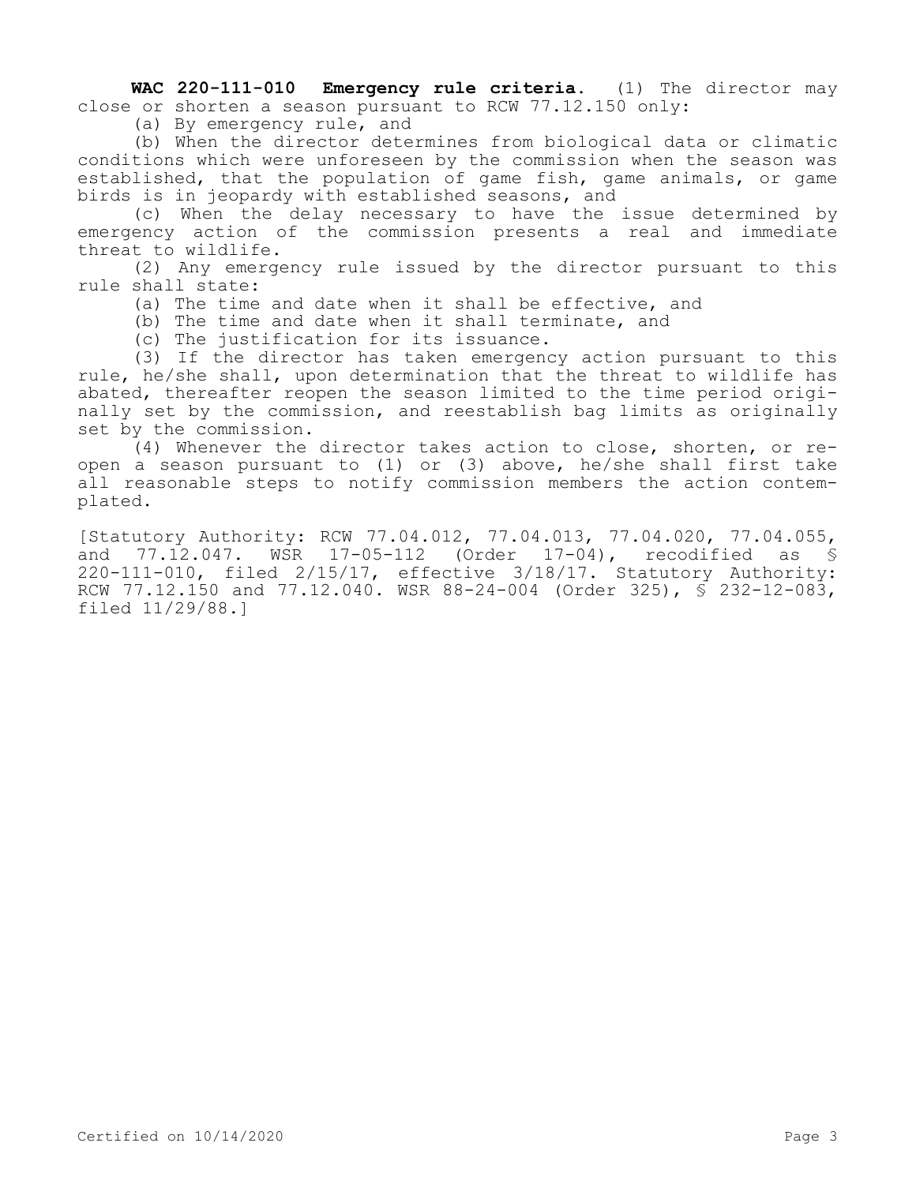**WAC 220-111-010 Emergency rule criteria.** (1) The director may close or shorten a season pursuant to RCW 77.12.150 only:

(a) By emergency rule, and

(b) When the director determines from biological data or climatic conditions which were unforeseen by the commission when the season was established, that the population of game fish, game animals, or game birds is in jeopardy with established seasons, and

(c) When the delay necessary to have the issue determined by emergency action of the commission presents a real and immediate threat to wildlife.

(2) Any emergency rule issued by the director pursuant to this rule shall state:

(a) The time and date when it shall be effective, and

(b) The time and date when it shall terminate, and

(c) The justification for its issuance.

(3) If the director has taken emergency action pursuant to this rule, he/she shall, upon determination that the threat to wildlife has abated, thereafter reopen the season limited to the time period originally set by the commission, and reestablish bag limits as originally set by the commission.

(4) Whenever the director takes action to close, shorten, or reopen a season pursuant to (1) or (3) above, he/she shall first take all reasonable steps to notify commission members the action contemplated.

[Statutory Authority: RCW 77.04.012, 77.04.013, 77.04.020, 77.04.055, and 77.12.047. WSR 17-05-112 (Order 17-04), recodified as § 220-111-010, filed 2/15/17, effective 3/18/17. Statutory Authority: RCW 77.12.150 and 77.12.040. WSR 88-24-004 (Order 325), § 232-12-083, filed 11/29/88.]